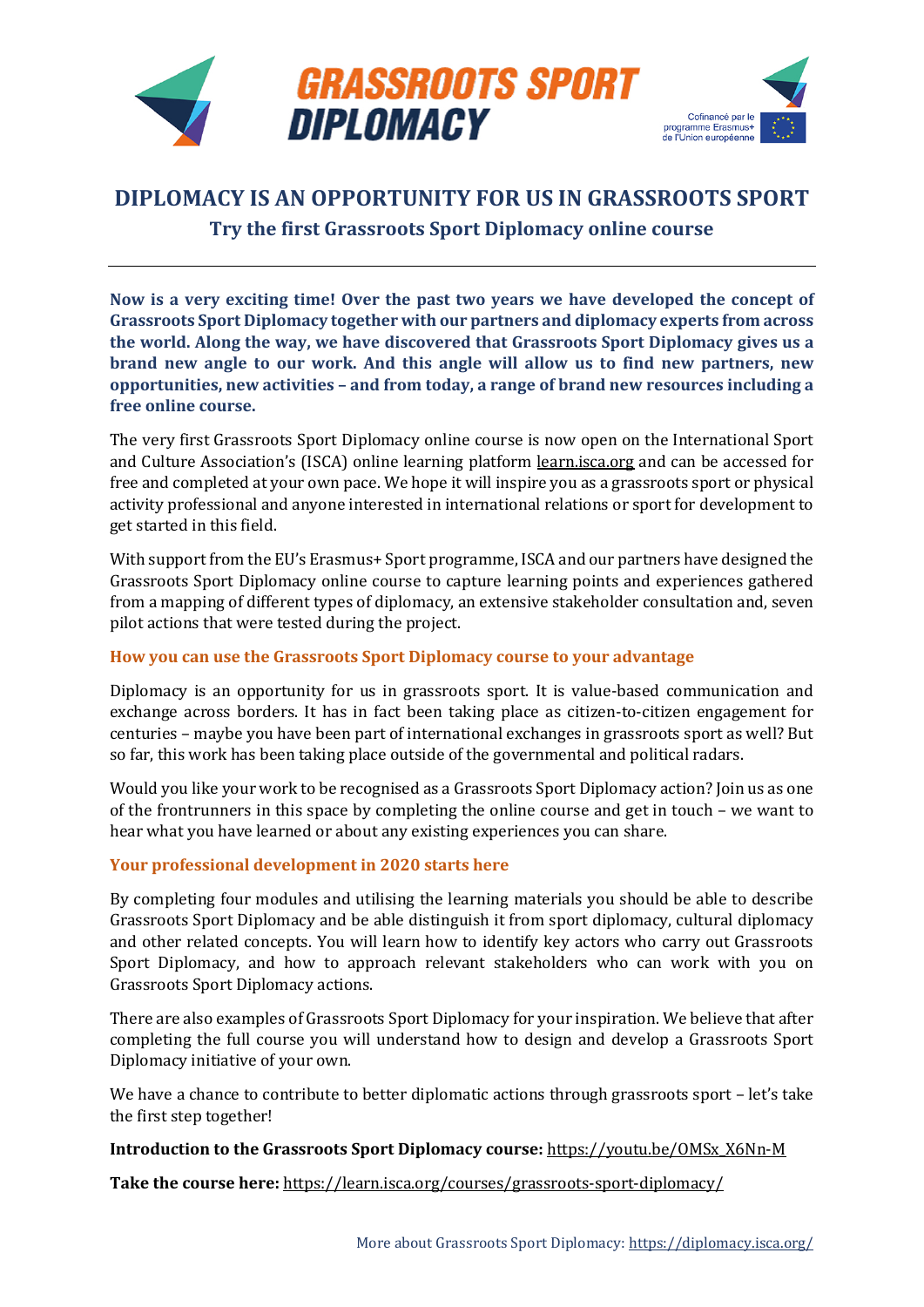# GRASSROOTS SPORT DIPLOMACY

Cofinancé par le programme Erasmus+ de l'Union européenne

## DIPLOMACY IS AN OPPORTUNITY FOR US IN GRASSROOTS SPORT

### Try the first Grassroots Sport Diplomacy online course

**Now is a very exciting time! Over the past two years we have developed the concept of Grassroots Sport Diplomacy together with our partners and diplomacy experts from across the world. Along the way, we have discovered that Grassroots Sport Diplomacy gives us a brand new angle to our work. And this angle will allow us to find new partners, new opportunities, new activities – and from today, a range of brand new resources including a free online course.**

The very first Grassroots Sport Diplomacy online course is now open on the International Sport and Culture Association's (ISCA) online learning platform learn.isca.org and can be accessed for free and completed at your own pace. We hope it will inspire you as a grassroots sport or physical activity professional and anyone interested in international relations or sport for development to get started in this field.

With support from the EU's Erasmus+ Sport programme, ISCA and our partners have designed the Grassroots Sport Diplomacy online course to capture learning points and experiences gathered from a mapping of different types of diplomacy, an extensive stakeholder consultation and, seven pilot actions that were tested during the project.

#### How you can use the Grassroots Sport Diplomacy course to your advantage

Diplomacy is an opportunity for us in grassroots sport. It is value-based communication and exchange across borders. It has in fact been taking place as citizen-to-citizen engagement for centuries – maybe you have been part of international exchanges in grassroots sport as well? But so far, this work has been taking place outside of the governmental and political radars.

Would you like your work to be recognised as a Grassroots Sport Diplomacy action? Join us as one of the frontrunners in this space by completing the online course and get in touch – we want to hear what you have learned or about any existing experiences you can share.

#### Your professional development in 2020 starts here

By completing four modules and utilising the learning materials you should be able to describe Grassroots Sport Diplomacy and be able distinguish it from sport diplomacy, cultural diplomacy and other related concepts. You will learn how to identify key actors who carry out Grassroots Sport Diplomacy, and how to approach relevant stakeholders who can work with you on Grassroots Sport Diplomacy actions.

There are also examples of Grassroots Sport Diplomacy for your inspiration. We believe that after completing the full course you will understand how to design and develop a Grassroots Sport Diplomacy initiative of your own.

We have a chance to contribute to better diplomatic actions through grassroots sport – let's take the first step together!

**Introduction to the Grassroots Sport Diplomacy course:** https://youtu.be/OMSx_X6Nn-M

**Take the course here:** https://learn.isca.org/courses/grassroots-sport-diplomacy/

More about Grassroots Sport Diplomacy: https://diplomacy.isca.org/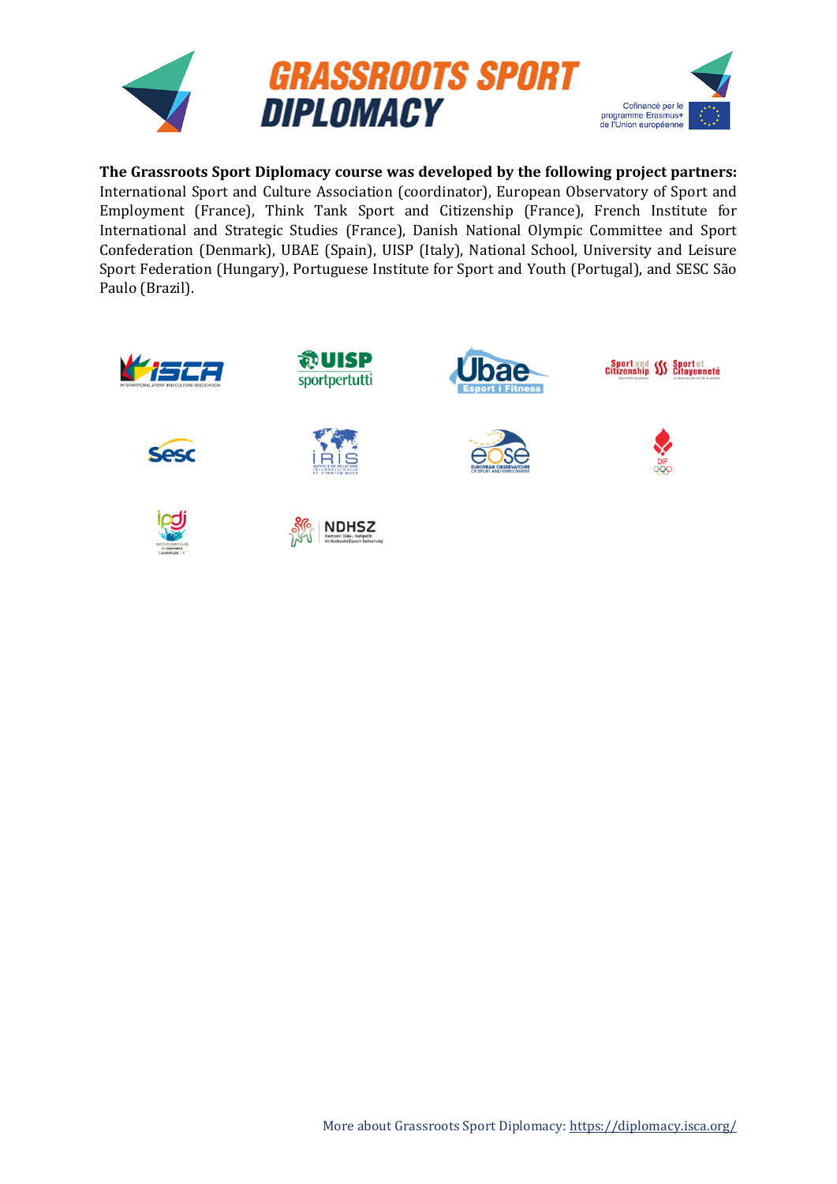**The Grassroots Sport Diplomacy course was developed by the following project partners:** International Sport and Culture Association (coordinator), European Observatory of Sport and Employment (France), Think Tank Sport and Citizenship (France), French Institute for International and Strategic Studies (France), Danish National Olympic Committee and Sport Confederation (Denmark), UBAE (Spain), UISP (Italy), National School, University and Leisure Sport Federation (Hungary), Portuguese Institute for Sport and Youth (Portugal), and SESC São Paulo (Brazil).

More about Grassroots Sport Diplomacy: https://diplomacy.isca.org/